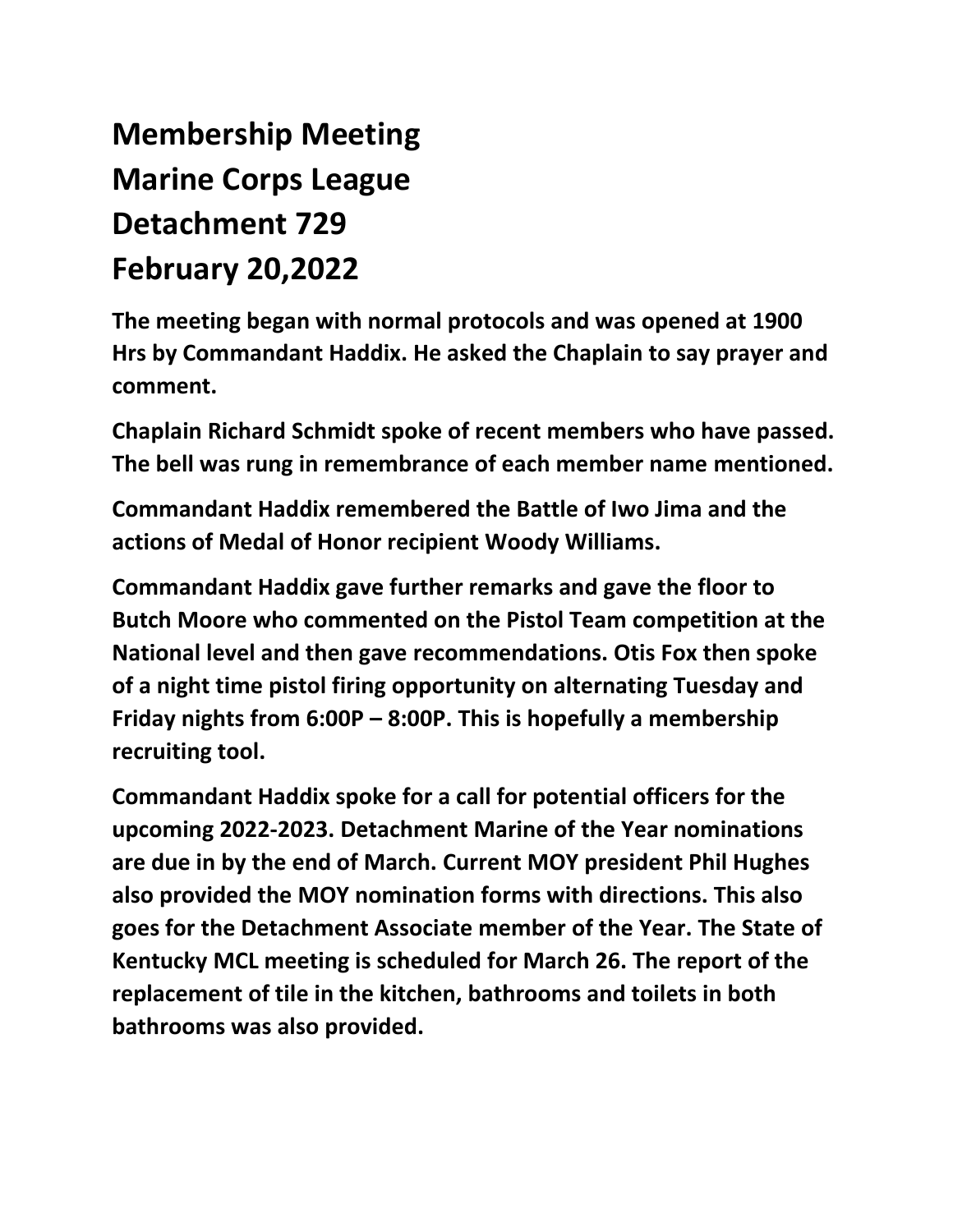# Membership Meeting
# Marine Corps League
# Detachment 729
# February 20,2022

**The meeting began with normal protocols and was opened at 1900 Hrs by Commandant Haddix. He asked the Chaplain to say prayer and comment.**

**Chaplain Richard Schmidt spoke of recent members who have passed. The bell was rung in remembrance of each member name mentioned.**

**Commandant Haddix remembered the Battle of Iwo Jima and the actions of Medal of Honor recipient Woody Williams.**

**Commandant Haddix gave further remarks and gave the floor to Butch Moore who commented on the Pistol Team competition at the National level and then gave recommendations. Otis Fox then spoke of a night time pistol firing opportunity on alternating Tuesday and Friday nights from 6:00P – 8:00P. This is hopefully a membership recruiting tool.**

**Commandant Haddix spoke for a call for potential officers for the upcoming 2022-2023. Detachment Marine of the Year nominations are due in by the end of March. Current MOY president Phil Hughes also provided the MOY nomination forms with directions. This also goes for the Detachment Associate member of the Year. The State of Kentucky MCL meeting is scheduled for March 26. The report of the replacement of tile in the kitchen, bathrooms and toilets in both bathrooms was also provided.**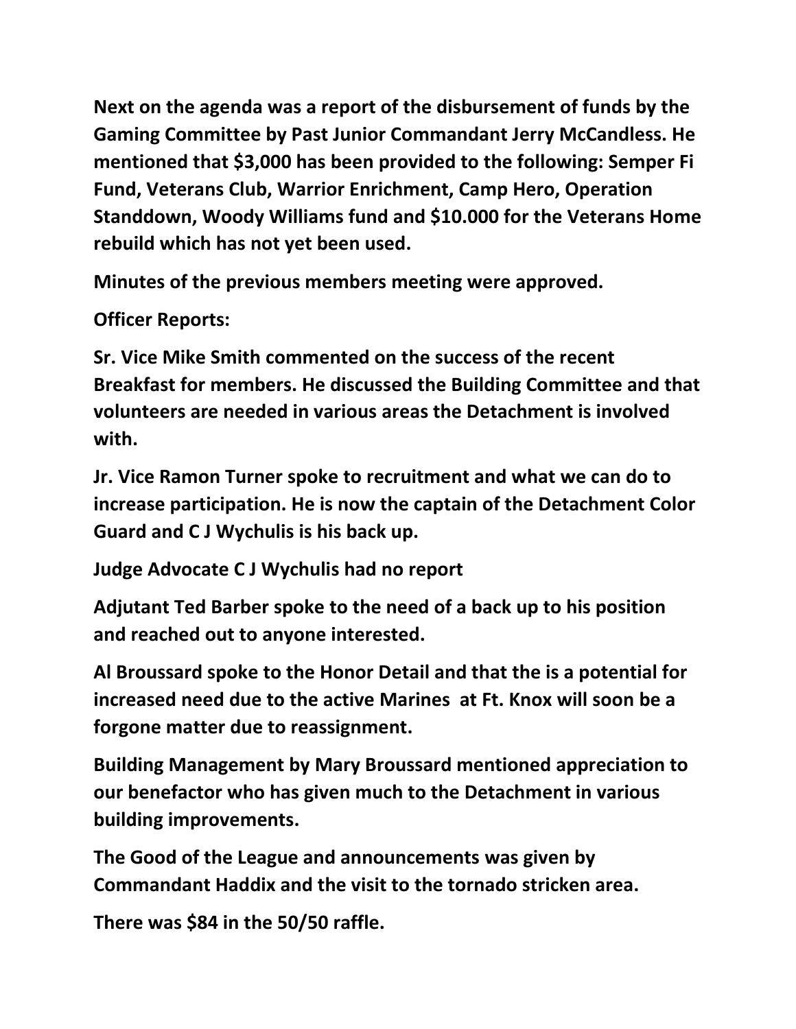**Next on the agenda was a report of the disbursement of funds by the Gaming Committee by Past Junior Commandant Jerry McCandless. He mentioned that $3,000 has been provided to the following: Semper Fi Fund, Veterans Club, Warrior Enrichment, Camp Hero, Operation Standdown, Woody Williams fund and $10.000 for the Veterans Home rebuild which has not yet been used.**

**Minutes of the previous members meeting were approved.**

**Officer Reports:**

**Sr. Vice Mike Smith commented on the success of the recent Breakfast for members. He discussed the Building Committee and that volunteers are needed in various areas the Detachment is involved with.**

**Jr. Vice Ramon Turner spoke to recruitment and what we can do to increase participation. He is now the captain of the Detachment Color Guard and C J Wychulis is his back up.**

**Judge Advocate C J Wychulis had no report**

**Adjutant Ted Barber spoke to the need of a back up to his position and reached out to anyone interested.**

**Al Broussard spoke to the Honor Detail and that the is a potential for increased need due to the active Marines at Ft. Knox will soon be a forgone matter due to reassignment.**

**Building Management by Mary Broussard mentioned appreciation to our benefactor who has given much to the Detachment in various building improvements.**

**The Good of the League and announcements was given by Commandant Haddix and the visit to the tornado stricken area.**

**There was $84 in the 50/50 raffle.**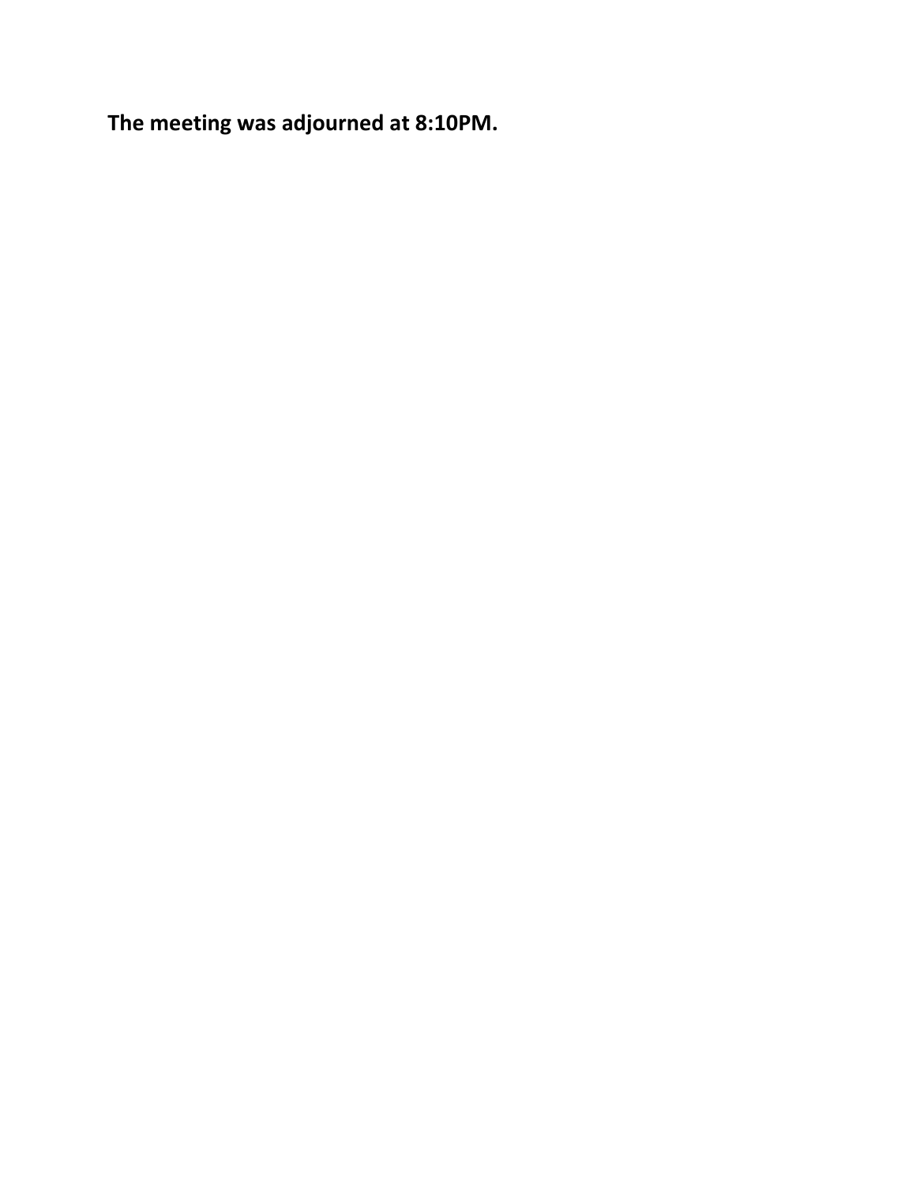**The meeting was adjourned at 8:10PM.**